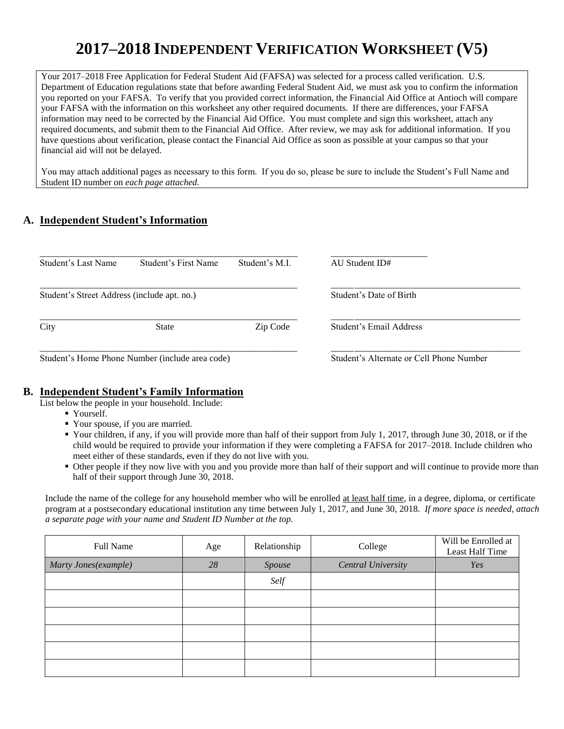# 2017–2018 INDEPENDENT VERIFICATION WORKSHEET (V5)

Your 2017–2018 Free Application for Federal Student Aid (FAFSA) was selected for a process called verification. U.S. Department of Education regulations state that before awarding Federal Student Aid, we must ask you to confirm the information you reported on your FAFSA. To verify that you provided correct information, the Financial Aid Office at Antioch will compare your FAFSA with the information on this worksheet any other required documents. If there are differences, your FAFSA information may need to be corrected by the Financial Aid Office. You must complete and sign this worksheet, attach any required documents, and submit them to the Financial Aid Office. After review, we may ask for additional information. If you have questions about verification, please contact the Financial Aid Office as soon as possible at your campus so that your financial aid will not be delayed.

You may attach additional pages as necessary to this form. If you do so, please be sure to include the Student's Full Name and Student ID number on *each page attached*.

## A. Independent Student's Information

_______________________________________________ ____________________
Student's Last Name  Student's First Name  Student's M.I.  AU Student ID#

_______________________________________________ ____________________
Student's Street Address (include apt. no.)  Student's Date of Birth

_______________________________________________ ____________________
City  State  Zip Code  Student's Email Address

_______________________________________________ ____________________
Student's Home Phone Number (include area code)  Student's Alternate or Cell Phone Number

## B. Independent Student's Family Information

List below the people in your household. Include:

- Yourself.
- Your spouse, if you are married.
- Your children, if any, if you will provide more than half of their support from July 1, 2017, through June 30, 2018, or if the child would be required to provide your information if they were completing a FAFSA for 2017–2018. Include children who meet either of these standards, even if they do not live with you.
- Other people if they now live with you and you provide more than half of their support and will continue to provide more than half of their support through June 30, 2018.

Include the name of the college for any household member who will be enrolled at least half time, in a degree, diploma, or certificate program at a postsecondary educational institution any time between July 1, 2017, and June 30, 2018. *If more space is needed, attach a separate page with your name and Student ID Number at the top.*

| Full Name | Age | Relationship | College | Will be Enrolled at Least Half Time |
|---|---|---|---|---|
| *Marty Jones(example)* | *28* | *Spouse* | *Central University* | *Yes* |
| | | *Self* | | |
| | | | | |
| | | | | |
| | | | | |
| | | | | |
| | | | | |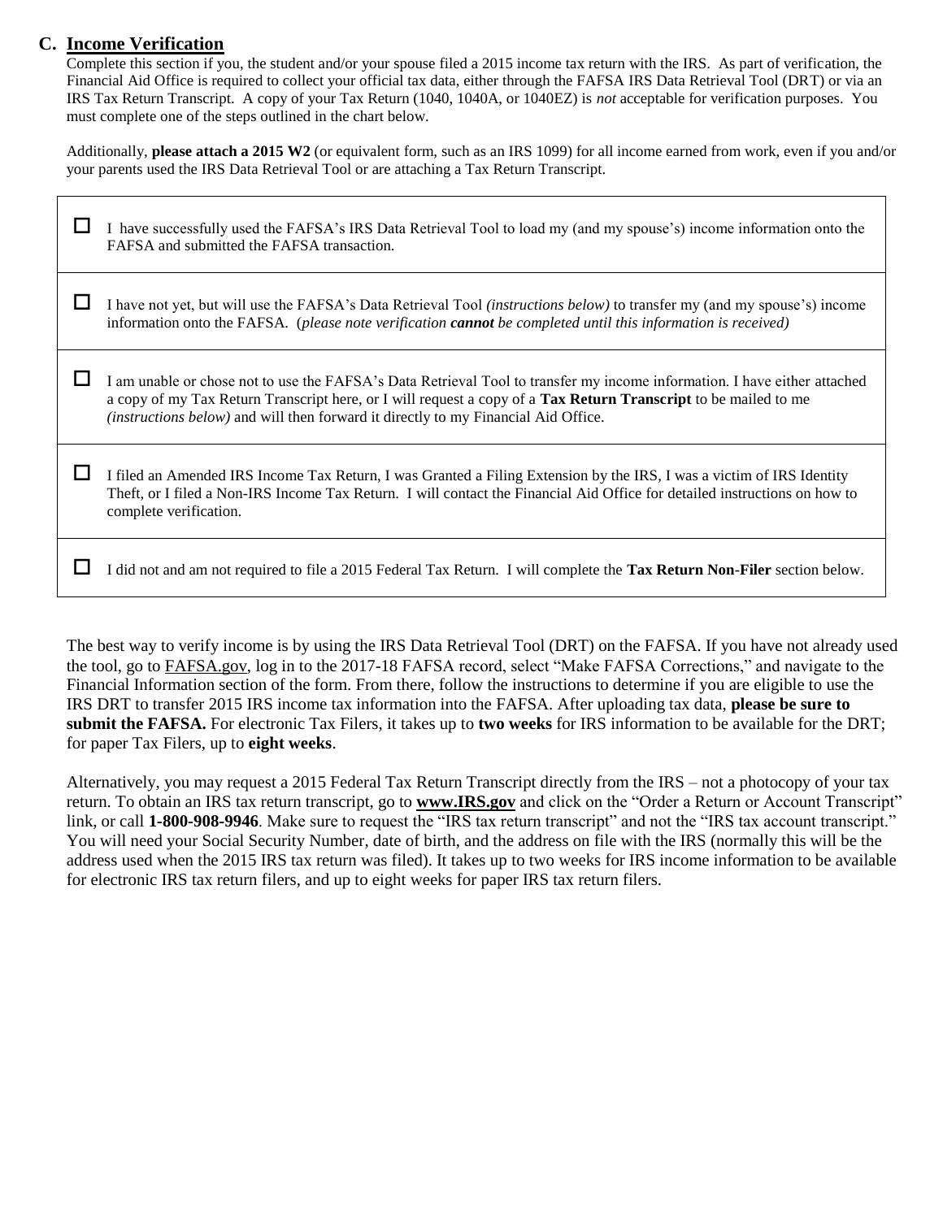## C. Income Verification

Complete this section if you, the student and/or your spouse filed a 2015 income tax return with the IRS. As part of verification, the Financial Aid Office is required to collect your official tax data, either through the FAFSA IRS Data Retrieval Tool (DRT) or via an IRS Tax Return Transcript. A copy of your Tax Return (1040, 1040A, or 1040EZ) is *not* acceptable for verification purposes. You must complete one of the steps outlined in the chart below.

Additionally, **please attach a 2015 W2** (or equivalent form, such as an IRS 1099) for all income earned from work, even if you and/or your parents used the IRS Data Retrieval Tool or are attaching a Tax Return Transcript.

| |
|---|
| ☐ I have successfully used the FAFSA's IRS Data Retrieval Tool to load my (and my spouse's) income information onto the FAFSA and submitted the FAFSA transaction. |
| ☐ I have not yet, but will use the FAFSA's Data Retrieval Tool *(instructions below)* to transfer my (and my spouse's) income information onto the FAFSA. (*please note verification **cannot** be completed until this information is received)* |
| ☐ I am unable or chose not to use the FAFSA's Data Retrieval Tool to transfer my income information. I have either attached a copy of my Tax Return Transcript here, or I will request a copy of a **Tax Return Transcript** to be mailed to me *(instructions below)* and will then forward it directly to my Financial Aid Office. |
| ☐ I filed an Amended IRS Income Tax Return, I was Granted a Filing Extension by the IRS, I was a victim of IRS Identity Theft, or I filed a Non-IRS Income Tax Return. I will contact the Financial Aid Office for detailed instructions on how to complete verification. |
| ☐ I did not and am not required to file a 2015 Federal Tax Return. I will complete the **Tax Return Non-Filer** section below. |

The best way to verify income is by using the IRS Data Retrieval Tool (DRT) on the FAFSA. If you have not already used the tool, go to FAFSA.gov, log in to the 2017-18 FAFSA record, select "Make FAFSA Corrections," and navigate to the Financial Information section of the form. From there, follow the instructions to determine if you are eligible to use the IRS DRT to transfer 2015 IRS income tax information into the FAFSA. After uploading tax data, **please be sure to submit the FAFSA.** For electronic Tax Filers, it takes up to **two weeks** for IRS information to be available for the DRT; for paper Tax Filers, up to **eight weeks**.

Alternatively, you may request a 2015 Federal Tax Return Transcript directly from the IRS – not a photocopy of your tax return. To obtain an IRS tax return transcript, go to **www.IRS.gov** and click on the "Order a Return or Account Transcript" link, or call **1-800-908-9946**. Make sure to request the "IRS tax return transcript" and not the "IRS tax account transcript." You will need your Social Security Number, date of birth, and the address on file with the IRS (normally this will be the address used when the 2015 IRS tax return was filed). It takes up to two weeks for IRS income information to be available for electronic IRS tax return filers, and up to eight weeks for paper IRS tax return filers.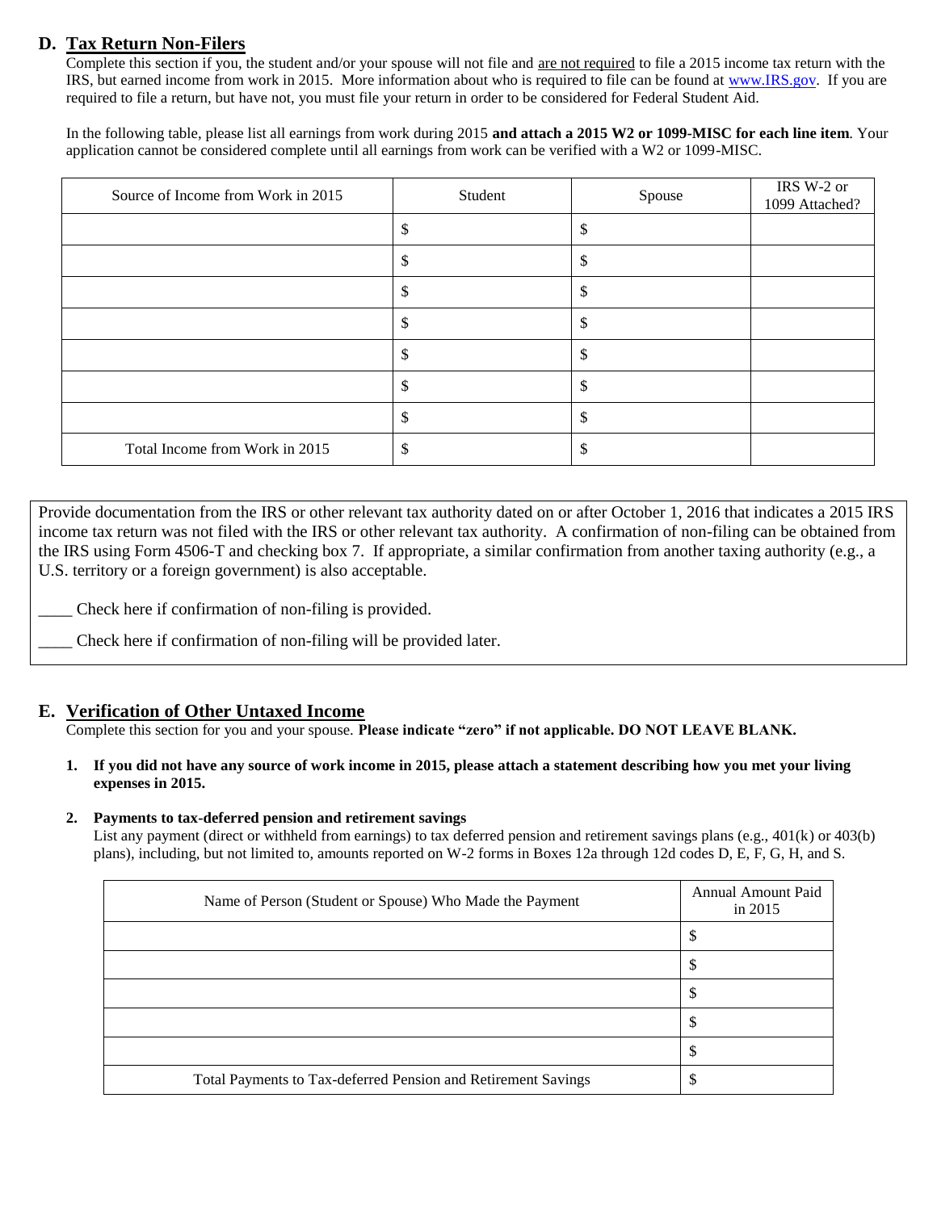## D. Tax Return Non-Filers

Complete this section if you, the student and/or your spouse will not file and are not required to file a 2015 income tax return with the IRS, but earned income from work in 2015. More information about who is required to file can be found at www.IRS.gov. If you are required to file a return, but have not, you must file your return in order to be considered for Federal Student Aid.

In the following table, please list all earnings from work during 2015 **and attach a 2015 W2 or 1099-MISC for each line item**. Your application cannot be considered complete until all earnings from work can be verified with a W2 or 1099-MISC.

| Source of Income from Work in 2015 | Student | Spouse | IRS W-2 or 1099 Attached? |
|---|---|---|---|
| | $ | $ | |
| | $ | $ | |
| | $ | $ | |
| | $ | $ | |
| | $ | $ | |
| | $ | $ | |
| | $ | $ | |
| Total Income from Work in 2015 | $ | $ | |

Provide documentation from the IRS or other relevant tax authority dated on or after October 1, 2016 that indicates a 2015 IRS income tax return was not filed with the IRS or other relevant tax authority. A confirmation of non-filing can be obtained from the IRS using Form 4506-T and checking box 7. If appropriate, a similar confirmation from another taxing authority (e.g., a U.S. territory or a foreign government) is also acceptable.

____ Check here if confirmation of non-filing is provided.

____ Check here if confirmation of non-filing will be provided later.

## E. Verification of Other Untaxed Income

Complete this section for you and your spouse. **Please indicate "zero" if not applicable. DO NOT LEAVE BLANK.**

1. **If you did not have any source of work income in 2015, please attach a statement describing how you met your living expenses in 2015.**

2. **Payments to tax-deferred pension and retirement savings**
   List any payment (direct or withheld from earnings) to tax deferred pension and retirement savings plans (e.g., 401(k) or 403(b) plans), including, but not limited to, amounts reported on W-2 forms in Boxes 12a through 12d codes D, E, F, G, H, and S.

| Name of Person (Student or Spouse) Who Made the Payment | Annual Amount Paid in 2015 |
|---|---|
| | $ |
| | $ |
| | $ |
| | $ |
| | $ |
| Total Payments to Tax-deferred Pension and Retirement Savings | $ |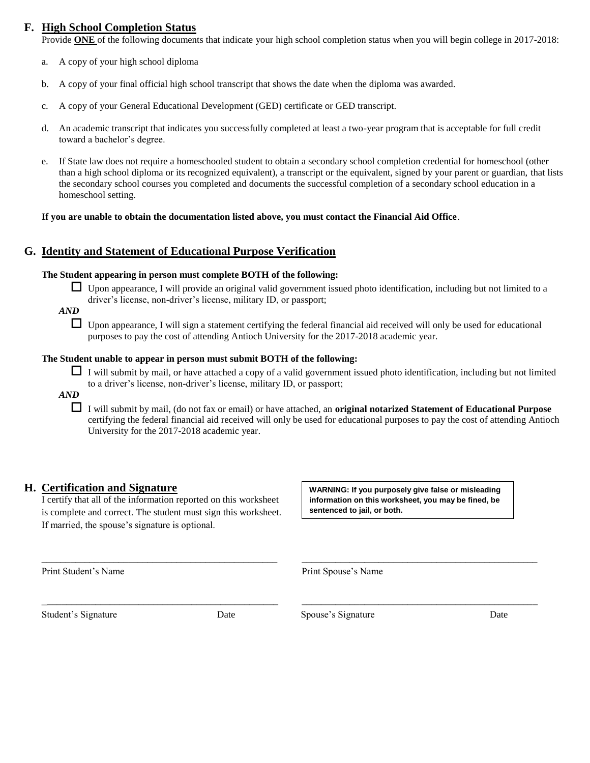## F. High School Completion Status

Provide **ONE** of the following documents that indicate your high school completion status when you will begin college in 2017-2018:

a. A copy of your high school diploma

b. A copy of your final official high school transcript that shows the date when the diploma was awarded.

c. A copy of your General Educational Development (GED) certificate or GED transcript.

d. An academic transcript that indicates you successfully completed at least a two-year program that is acceptable for full credit toward a bachelor's degree.

e. If State law does not require a homeschooled student to obtain a secondary school completion credential for homeschool (other than a high school diploma or its recognized equivalent), a transcript or the equivalent, signed by your parent or guardian, that lists the secondary school courses you completed and documents the successful completion of a secondary school education in a homeschool setting.

**If you are unable to obtain the documentation listed above, you must contact the Financial Aid Office**.

## G. Identity and Statement of Educational Purpose Verification

**The Student appearing in person must complete BOTH of the following:**

☐ Upon appearance, I will provide an original valid government issued photo identification, including but not limited to a driver's license, non-driver's license, military ID, or passport;

***AND***

☐ Upon appearance, I will sign a statement certifying the federal financial aid received will only be used for educational purposes to pay the cost of attending Antioch University for the 2017-2018 academic year.

**The Student unable to appear in person must submit BOTH of the following:**

☐ I will submit by mail, or have attached a copy of a valid government issued photo identification, including but not limited to a driver's license, non-driver's license, military ID, or passport;

***AND***

☐ I will submit by mail, (do not fax or email) or have attached, an **original notarized Statement of Educational Purpose** certifying the federal financial aid received will only be used for educational purposes to pay the cost of attending Antioch University for the 2017-2018 academic year.

## H. Certification and Signature

I certify that all of the information reported on this worksheet is complete and correct. The student must sign this worksheet. If married, the spouse's signature is optional.

**WARNING: If you purposely give false or misleading information on this worksheet, you may be fined, be sentenced to jail, or both.**

\_\_\_\_\_\_\_\_\_\_\_\_\_\_\_\_\_\_\_\_\_\_\_\_\_\_\_\_\_\_\_\_\_\_\_\_\_\_\_\_\_\_\_\_\_\_\_\_ \_\_\_\_\_\_\_\_\_\_\_\_\_\_\_\_\_\_\_\_\_\_\_\_\_\_\_\_\_\_\_\_\_\_\_\_\_\_\_\_\_\_\_\_\_\_\_\_

Print Student's Name — Print Spouse's Name

\_\_\_\_\_\_\_\_\_\_\_\_\_\_\_\_\_\_\_\_\_\_\_\_\_\_\_\_\_\_\_\_\_\_\_\_\_\_\_\_\_\_\_\_\_\_\_\_ \_\_\_\_\_\_\_\_\_\_\_\_\_\_\_\_\_\_\_\_\_\_\_\_\_\_\_\_\_\_\_\_\_\_\_\_\_\_\_\_\_\_\_\_\_\_\_\_

Student's Signature — Date — Spouse's Signature — Date